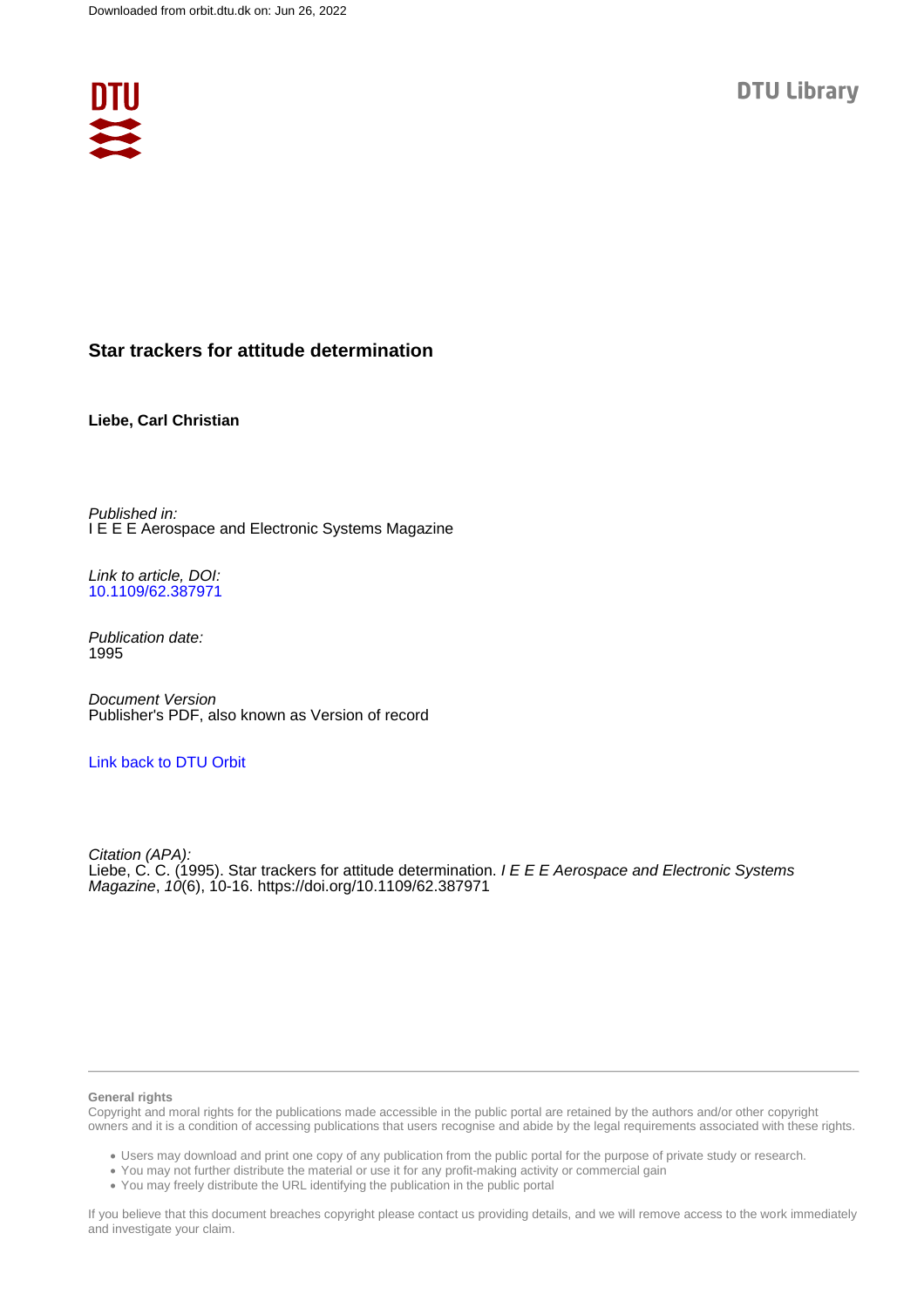Downloaded from orbit.dtu.dk on: Jun 26, 2022

DTU Library

# Star trackers for attitude determination

**Liebe, Carl Christian**

*Published in:*
I E E E Aerospace and Electronic Systems Magazine

*Link to article, DOI:*
[10.1109/62.387971](https://doi.org/10.1109/62.387971)

*Publication date:*
1995

*Document Version*
Publisher's PDF, also known as Version of record

[Link back to DTU Orbit](https://orbit.dtu.dk)

*Citation (APA):*
Liebe, C. C. (1995). Star trackers for attitude determination. *I E E E Aerospace and Electronic Systems Magazine*, *10*(6), 10-16. https://doi.org/10.1109/62.387971

---

**General rights**

Copyright and moral rights for the publications made accessible in the public portal are retained by the authors and/or other copyright owners and it is a condition of accessing publications that users recognise and abide by the legal requirements associated with these rights.

- Users may download and print one copy of any publication from the public portal for the purpose of private study or research.
- You may not further distribute the material or use it for any profit-making activity or commercial gain
- You may freely distribute the URL identifying the publication in the public portal

If you believe that this document breaches copyright please contact us providing details, and we will remove access to the work immediately and investigate your claim.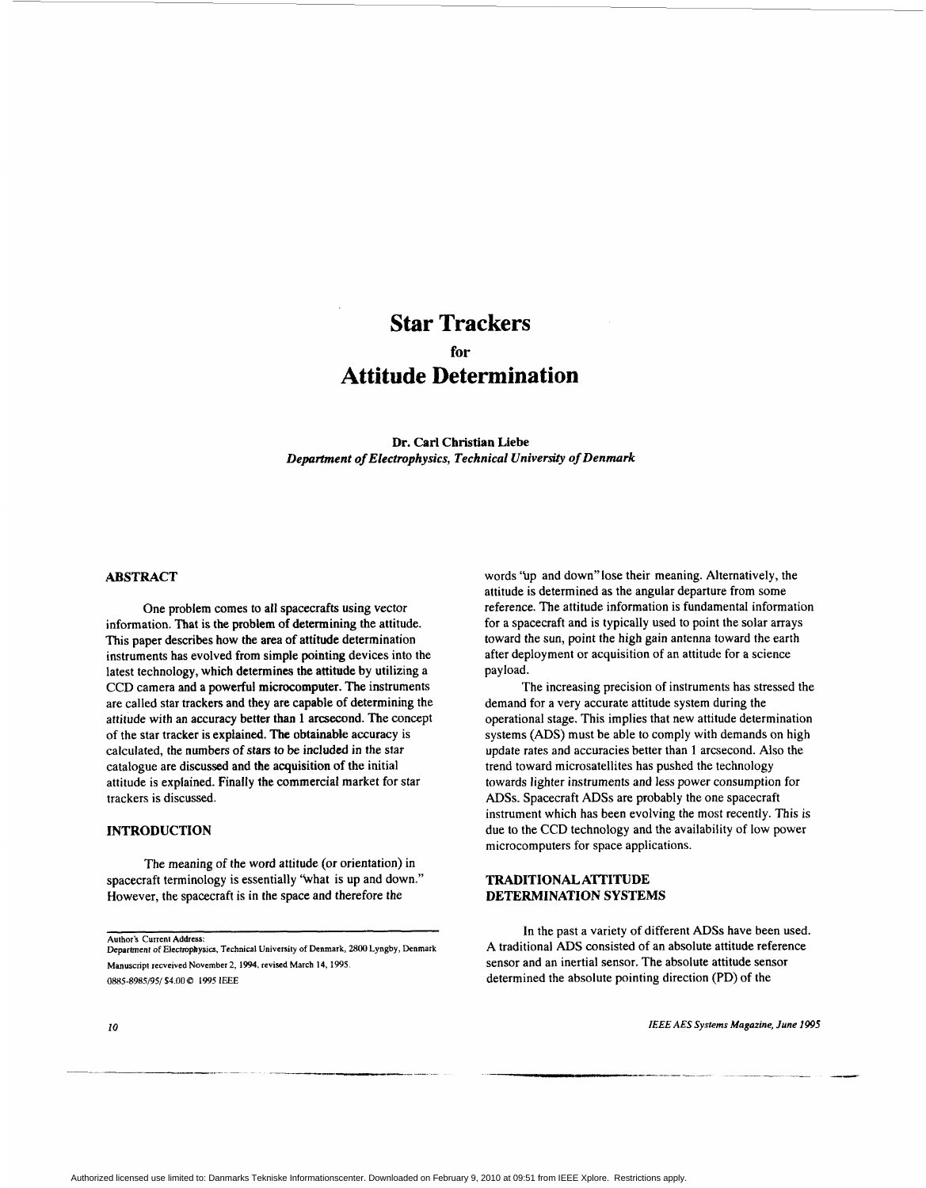# Star Trackers

for

# Attitude Determination

**Dr. Carl Christian Liebe**
*Department of Electrophysics, Technical University of Denmark*

## ABSTRACT

One problem comes to all spacecrafts using vector information. That is the problem of determining the attitude. This paper describes how the area of attitude determination instruments has evolved from simple pointing devices into the latest technology, which determines the attitude by utilizing a CCD camera and a powerful microcomputer. The instruments are called star trackers and they are capable of determining the attitude with an accuracy better than 1 arcsecond. The concept of the star tracker is explained. The obtainable accuracy is calculated, the numbers of stars to be included in the star catalogue are discussed and the acquisition of the initial attitude is explained. Finally the commercial market for star trackers is discussed.

## INTRODUCTION

The meaning of the word attitude (or orientation) in spacecraft terminology is essentially "what is up and down." However, the spacecraft is in the space and therefore the words "up and down" lose their meaning. Alternatively, the attitude is determined as the angular departure from some reference. The attitude information is fundamental information for a spacecraft and is typically used to point the solar arrays toward the sun, point the high gain antenna toward the earth after deployment or acquisition of an attitude for a science payload.

The increasing precision of instruments has stressed the demand for a very accurate attitude system during the operational stage. This implies that new attitude determination systems (ADS) must be able to comply with demands on high update rates and accuracies better than 1 arcsecond. Also the trend toward microsatellites has pushed the technology towards lighter instruments and less power consumption for ADSs. Spacecraft ADSs are probably the one spacecraft instrument which has been evolving the most recently. This is due to the CCD technology and the availability of low power microcomputers for space applications.

## TRADITIONAL ATTITUDE DETERMINATION SYSTEMS

In the past a variety of different ADSs have been used. A traditional ADS consisted of an absolute attitude reference sensor and an inertial sensor. The absolute attitude sensor determined the absolute pointing direction (PD) of the

Author's Current Address:
Department of Electrophysics, Technical University of Denmark, 2800 Lyngby, Denmark
Manuscript recveived November 2, 1994, revised March 14, 1995.
0885-8985/95/ $4.00 © 1995 IEEE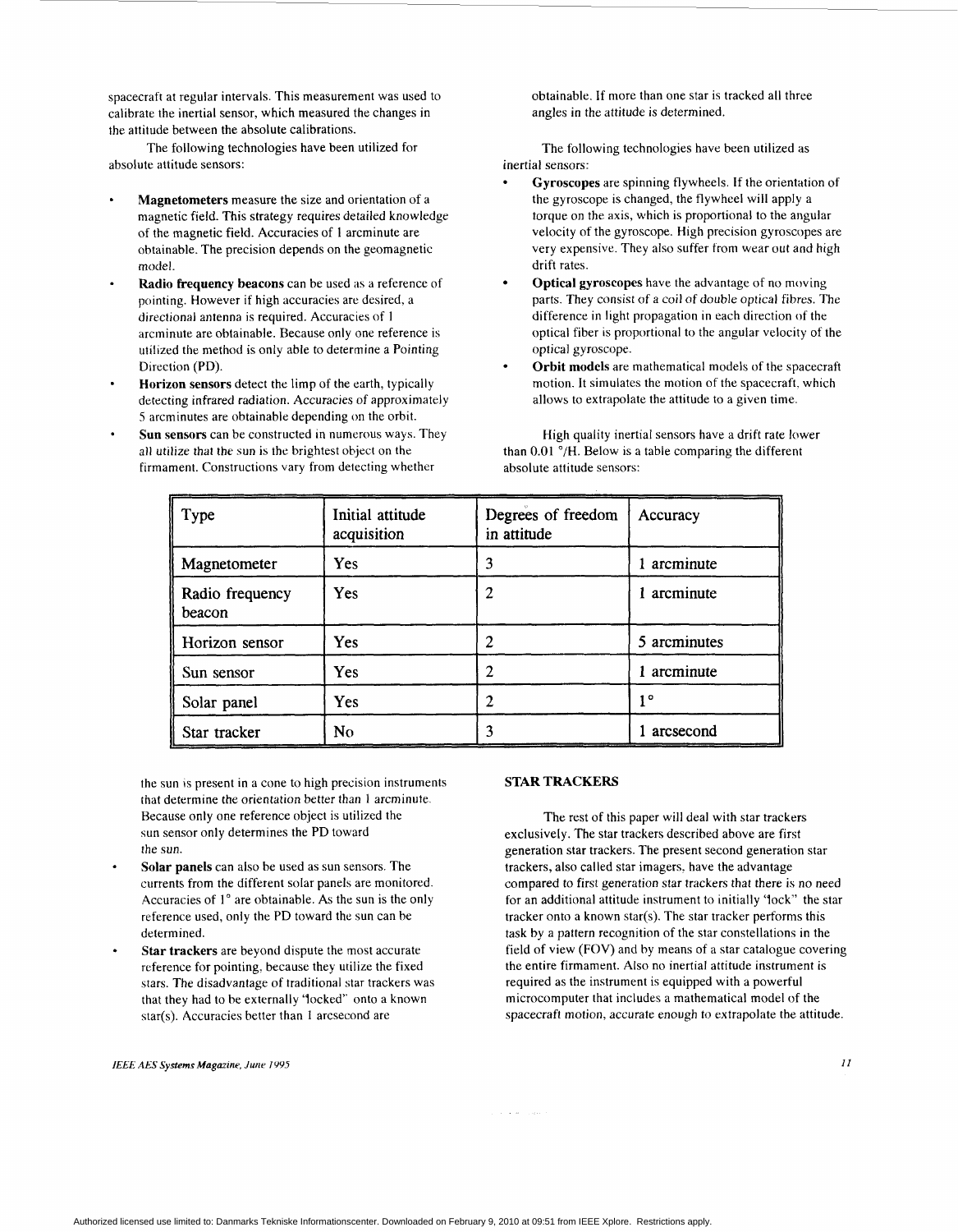spacecraft at regular intervals. This measurement was used to calibrate the inertial sensor, which measured the changes in the attitude between the absolute calibrations.

The following technologies have been utilized for absolute attitude sensors:

- **Magnetometers** measure the size and orientation of a magnetic field. This strategy requires detailed knowledge of the magnetic field. Accuracies of 1 arcminute are obtainable. The precision depends on the geomagnetic model.
- **Radio frequency beacons** can be used as a reference of pointing. However if high accuracies are desired, a directional antenna is required. Accuracies of 1 arcminute are obtainable. Because only one reference is utilized the method is only able to determine a Pointing Direction (PD).
- **Horizon sensors** detect the limp of the earth, typically detecting infrared radiation. Accuracies of approximately 5 arcminutes are obtainable depending on the orbit.
- **Sun sensors** can be constructed in numerous ways. They all utilize that the sun is the brightest object on the firmament. Constructions vary from detecting whether the sun is present in a cone to high precision instruments that determine the orientation better than 1 arcminute. Because only one reference object is utilized the sun sensor only determines the PD toward the sun.
- **Solar panels** can also be used as sun sensors. The currents from the different solar panels are monitored. Accuracies of 1° are obtainable. As the sun is the only reference used, only the PD toward the sun can be determined.
- **Star trackers** are beyond dispute the most accurate reference for pointing, because they utilize the fixed stars. The disadvantage of traditional star trackers was that they had to be externally "locked" onto a known star(s). Accuracies better than 1 arcsecond are obtainable. If more than one star is tracked all three angles in the attitude is determined.

The following technologies have been utilized as inertial sensors:

- **Gyroscopes** are spinning flywheels. If the orientation of the gyroscope is changed, the flywheel will apply a torque on the axis, which is proportional to the angular velocity of the gyroscope. High precision gyroscopes are very expensive. They also suffer from wear out and high drift rates.
- **Optical gyroscopes** have the advantage of no moving parts. They consist of a coil of double optical fibres. The difference in light propagation in each direction of the optical fiber is proportional to the angular velocity of the optical gyroscope.
- **Orbit models** are mathematical models of the spacecraft motion. It simulates the motion of the spacecraft, which allows to extrapolate the attitude to a given time.

High quality inertial sensors have a drift rate lower than 0.01 °/H. Below is a table comparing the different absolute attitude sensors:

| Type | Initial attitude acquisition | Degrees of freedom in attitude | Accuracy |
|---|---|---|---|
| Magnetometer | Yes | 3 | 1 arcminute |
| Radio frequency beacon | Yes | 2 | 1 arcminute |
| Horizon sensor | Yes | 2 | 5 arcminutes |
| Sun sensor | Yes | 2 | 1 arcminute |
| Solar panel | Yes | 2 | 1° |
| Star tracker | No | 3 | 1 arcsecond |

## STAR TRACKERS

The rest of this paper will deal with star trackers exclusively. The star trackers described above are first generation star trackers. The present second generation star trackers, also called star imagers, have the advantage compared to first generation star trackers that there is no need for an additional attitude instrument to initially "lock" the star tracker onto a known star(s). The star tracker performs this task by a pattern recognition of the star constellations in the field of view (FOV) and by means of a star catalogue covering the entire firmament. Also no inertial attitude instrument is required as the instrument is equipped with a powerful microcomputer that includes a mathematical model of the spacecraft motion, accurate enough to extrapolate the attitude.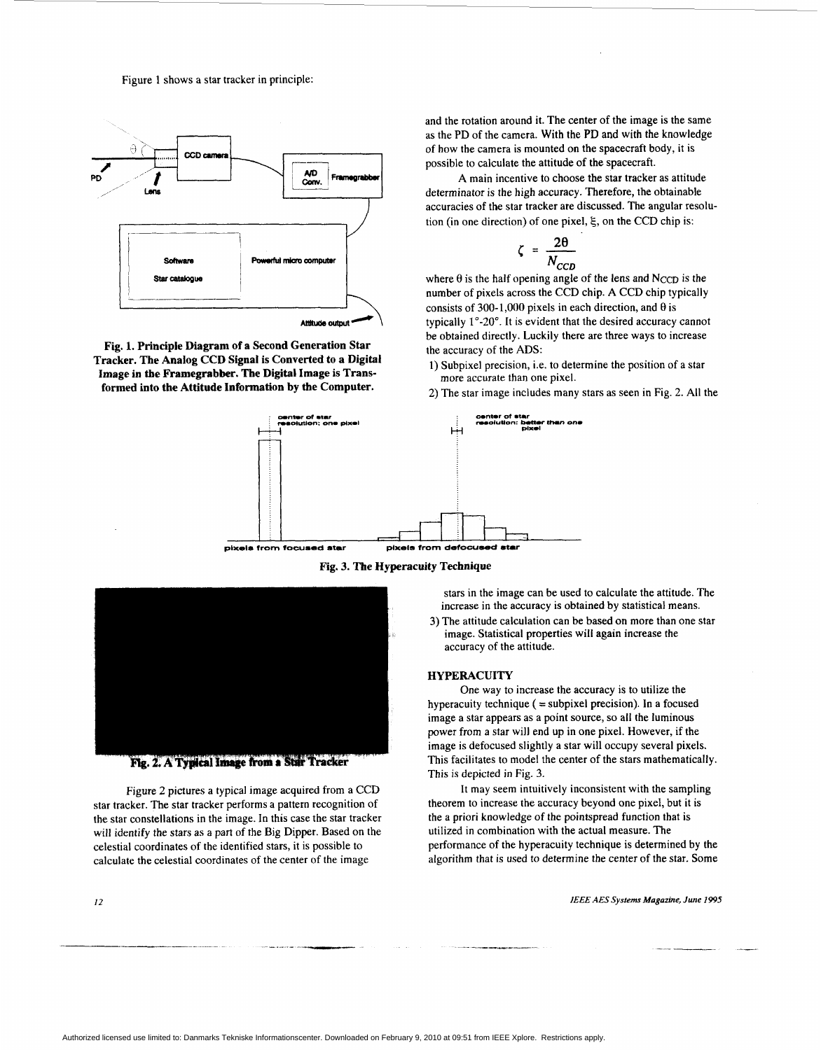Figure 1 shows a star tracker in principle:

**Fig. 1. Principle Diagram of a Second Generation Star Tracker. The Analog CCD Signal is Converted to a Digital Image in the Framegrabber. The Digital Image is Transformed into the Attitude Information by the Computer.**

**Fig. 2. A Typical Image from a Star Tracker**

Figure 2 pictures a typical image acquired from a CCD star tracker. The star tracker performs a pattern recognition of the star constellations in the image. In this case the star tracker will identify the stars as a part of the Big Dipper. Based on the celestial coordinates of the identified stars, it is possible to calculate the celestial coordinates of the center of the image and the rotation around it. The center of the image is the same as the PD of the camera. With the PD and with the knowledge of how the camera is mounted on the spacecraft body, it is possible to calculate the attitude of the spacecraft.

A main incentive to choose the star tracker as attitude determinator is the high accuracy. Therefore, the obtainable accuracies of the star tracker are discussed. The angular resolution (in one direction) of one pixel, $\xi$, on the CCD chip is:

$$\zeta = \frac{2\theta}{N_{CCD}}$$

where $\theta$ is the half opening angle of the lens and $N_{CCD}$ is the number of pixels across the CCD chip. A CCD chip typically consists of 300-1,000 pixels in each direction, and $\theta$ is typically 1°-20°. It is evident that the desired accuracy cannot be obtained directly. Luckily there are three ways to increase the accuracy of the ADS:

1) Subpixel precision, i.e. to determine the position of a star more accurate than one pixel.
2) The star image includes many stars as seen in Fig. 2. All the stars in the image can be used to calculate the attitude. The increase in the accuracy is obtained by statistical means.
3) The attitude calculation can be based on more than one star image. Statistical properties will again increase the accuracy of the attitude.

**Fig. 3. The Hyperacuity Technique**

## HYPERACUITY

One way to increase the accuracy is to utilize the hyperacuity technique ( = subpixel precision). In a focused image a star appears as a point source, so all the luminous power from a star will end up in one pixel. However, if the image is defocused slightly a star will occupy several pixels. This facilitates to model the center of the stars mathematically. This is depicted in Fig. 3.

It may seem intuitively inconsistent with the sampling theorem to increase the accuracy beyond one pixel, but it is the a priori knowledge of the pointspread function that is utilized in combination with the actual measure. The performance of the hyperacuity technique is determined by the algorithm that is used to determine the center of the star. Some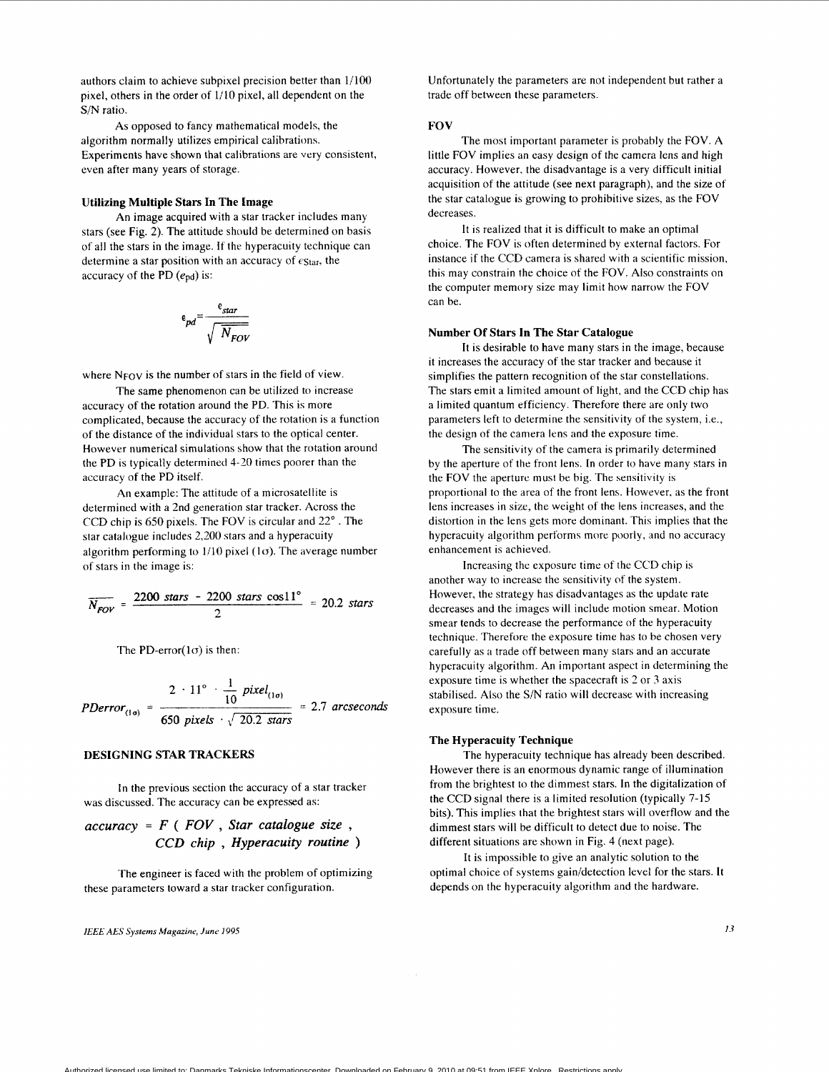authors claim to achieve subpixel precision better than 1/100 pixel, others in the order of 1/10 pixel, all dependent on the S/N ratio.

As opposed to fancy mathematical models, the algorithm normally utilizes empirical calibrations. Experiments have shown that calibrations are very consistent, even after many years of storage.

### Utilizing Multiple Stars In The Image

An image acquired with a star tracker includes many stars (see Fig. 2). The attitude should be determined on basis of all the stars in the image. If the hyperacuity technique can determine a star position with an accuracy of $e_{Star}$, the accuracy of the PD ($e_{pd}$) is:

$$e_{pd} = \frac{e_{star}}{\sqrt{N_{FOV}}}$$

where $N_{FOV}$ is the number of stars in the field of view.

The same phenomenon can be utilized to increase accuracy of the rotation around the PD. This is more complicated, because the accuracy of the rotation is a function of the distance of the individual stars to the optical center. However numerical simulations show that the rotation around the PD is typically determined 4-20 times poorer than the accuracy of the PD itself.

An example: The attitude of a microsatellite is determined with a 2nd generation star tracker. Across the CCD chip is 650 pixels. The FOV is circular and 22°. The star catalogue includes 2,200 stars and a hyperacuity algorithm performing to 1/10 pixel ($1\sigma$). The average number of stars in the image is:

$$\overline{N_{FOV}} = \frac{2200 \; stars \; - \; 2200 \; stars \; \cos 11°}{2} = 20.2 \; stars$$

The PD-error($1\sigma$) is then:

$$PDerror_{(1\sigma)} = \frac{2 \cdot 11° \cdot \frac{1}{10} \; pixel_{(1\sigma)}}{650 \; pixels \cdot \sqrt{20.2 \; stars}} = 2.7 \; arcseconds$$

## DESIGNING STAR TRACKERS

In the previous section the accuracy of a star tracker was discussed. The accuracy can be expressed as:

$$accuracy = F \left( FOV \; , \; Star \; catalogue \; size \; , \; CCD \; chip \; , \; Hyperacuity \; routine \right)$$

The engineer is faced with the problem of optimizing these parameters toward a star tracker configuration. Unfortunately the parameters are not independent but rather a trade off between these parameters.

### FOV

The most important parameter is probably the FOV. A little FOV implies an easy design of the camera lens and high accuracy. However, the disadvantage is a very difficult initial acquisition of the attitude (see next paragraph), and the size of the star catalogue is growing to prohibitive sizes, as the FOV decreases.

It is realized that it is difficult to make an optimal choice. The FOV is often determined by external factors. For instance if the CCD camera is shared with a scientific mission, this may constrain the choice of the FOV. Also constraints on the computer memory size may limit how narrow the FOV can be.

### Number Of Stars In The Star Catalogue

It is desirable to have many stars in the image, because it increases the accuracy of the star tracker and because it simplifies the pattern recognition of the star constellations. The stars emit a limited amount of light, and the CCD chip has a limited quantum efficiency. Therefore there are only two parameters left to determine the sensitivity of the system, i.e., the design of the camera lens and the exposure time.

The sensitivity of the camera is primarily determined by the aperture of the front lens. In order to have many stars in the FOV the aperture must be big. The sensitivity is proportional to the area of the front lens. However, as the front lens increases in size, the weight of the lens increases, and the distortion in the lens gets more dominant. This implies that the hyperacuity algorithm performs more poorly, and no accuracy enhancement is achieved.

Increasing the exposure time of the CCD chip is another way to increase the sensitivity of the system. However, the strategy has disadvantages as the update rate decreases and the images will include motion smear. Motion smear tends to decrease the performance of the hyperacuity technique. Therefore the exposure time has to be chosen very carefully as a trade off between many stars and an accurate hyperacuity algorithm. An important aspect in determining the exposure time is whether the spacecraft is 2 or 3 axis stabilised. Also the S/N ratio will decrease with increasing exposure time.

### The Hyperacuity Technique

The hyperacuity technique has already been described. However there is an enormous dynamic range of illumination from the brightest to the dimmest stars. In the digitalization of the CCD signal there is a limited resolution (typically 7-15 bits). This implies that the brightest stars will overflow and the dimmest stars will be difficult to detect due to noise. The different situations are shown in Fig. 4 (next page).

It is impossible to give an analytic solution to the optimal choice of systems gain/detection level for the stars. It depends on the hyperacuity algorithm and the hardware.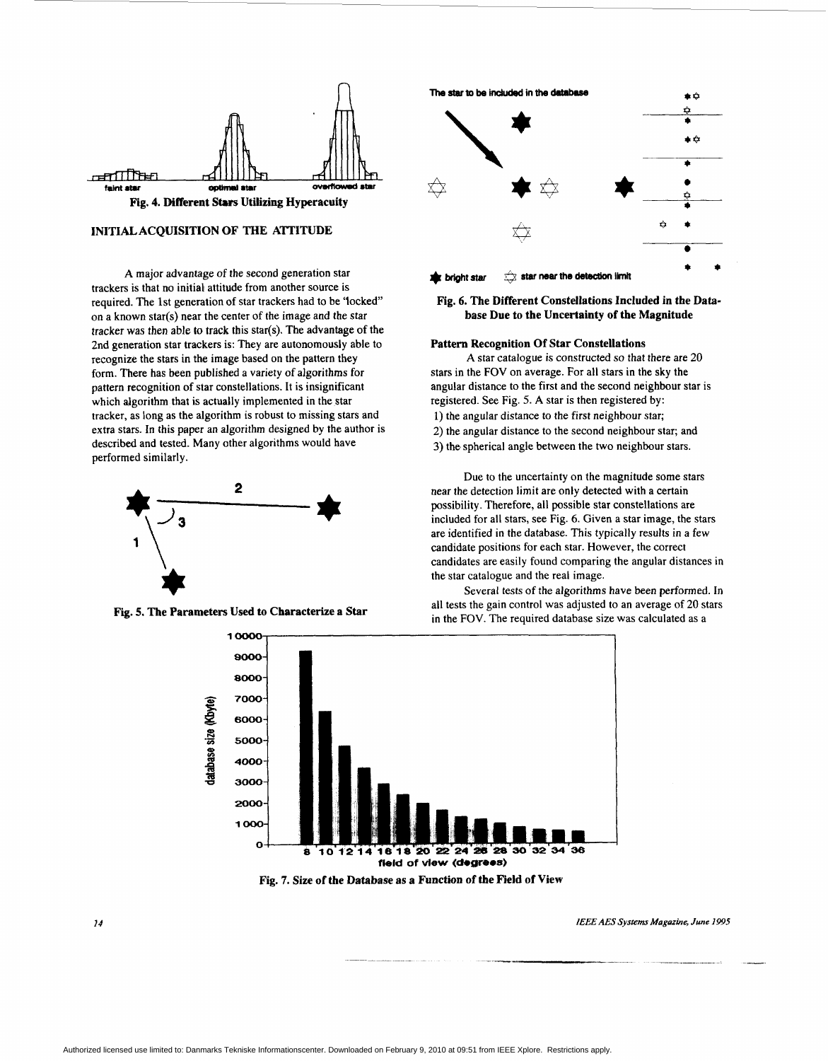Fig. 4. Different Stars Utilizing Hyperacuity

## INITIAL ACQUISITION OF THE ATTITUDE

A major advantage of the second generation star trackers is that no initial attitude from another source is required. The 1st generation of star trackers had to be "locked" on a known star(s) near the center of the image and the star tracker was then able to track this star(s). The advantage of the 2nd generation star trackers is: They are autonomously able to recognize the stars in the image based on the pattern they form. There has been published a variety of algorithms for pattern recognition of star constellations. It is insignificant which algorithm that is actually implemented in the star tracker, as long as the algorithm is robust to missing stars and extra stars. In this paper an algorithm designed by the author is described and tested. Many other algorithms would have performed similarly.

Fig. 5. The Parameters Used to Characterize a Star

Fig. 6. The Different Constellations Included in the Database Due to the Uncertainty of the Magnitude

### Pattern Recognition Of Star Constellations

A star catalogue is constructed so that there are 20 stars in the FOV on average. For all stars in the sky the angular distance to the first and the second neighbour star is registered. See Fig. 5. A star is then registered by:

1) the angular distance to the first neighbour star;
2) the angular distance to the second neighbour star; and
3) the spherical angle between the two neighbour stars.

Due to the uncertainty on the magnitude some stars near the detection limit are only detected with a certain possibility. Therefore, all possible star constellations are included for all stars, see Fig. 6. Given a star image, the stars are identified in the database. This typically results in a few candidate positions for each star. However, the correct candidates are easily found comparing the angular distances in the star catalogue and the real image.

Several tests of the algorithms have been performed. In all tests the gain control was adjusted to an average of 20 stars in the FOV. The required database size was calculated as a

Fig. 7. Size of the Database as a Function of the Field of View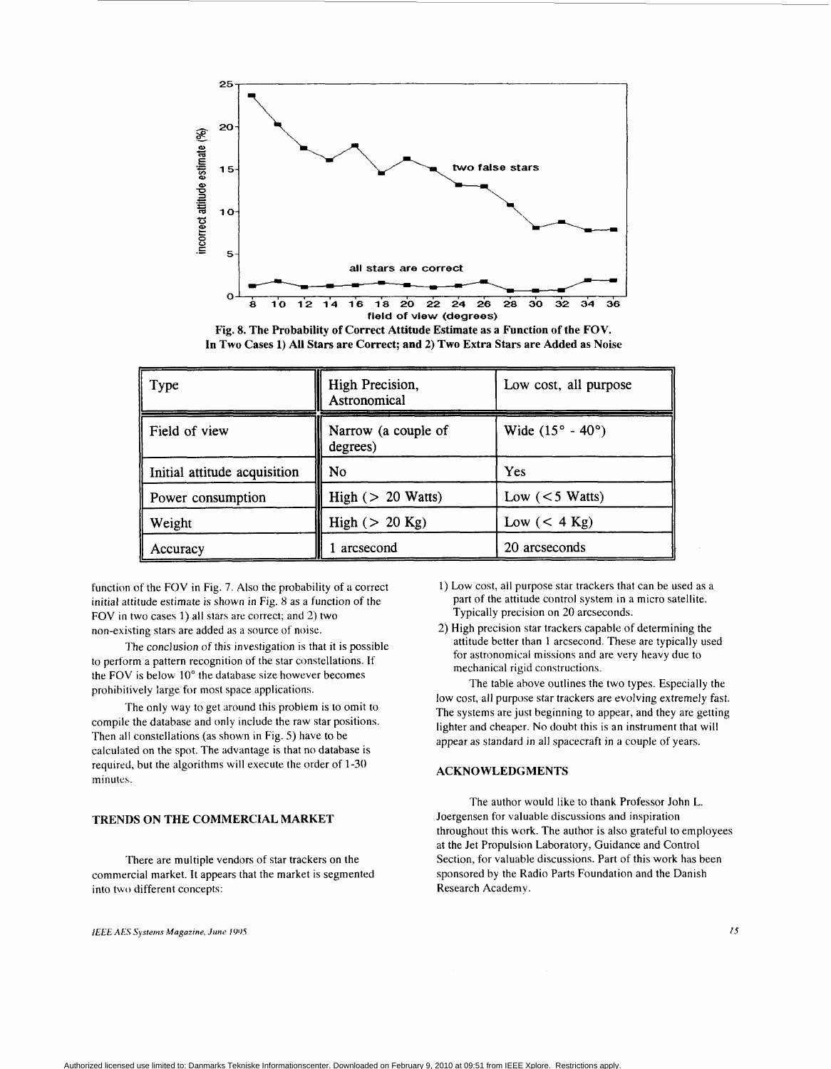Fig. 8. The Probability of Correct Attitude Estimate as a Function of the FOV. In Two Cases 1) All Stars are Correct; and 2) Two Extra Stars are Added as Noise

| Type | High Precision, Astronomical | Low cost, all purpose |
|---|---|---|
| Field of view | Narrow (a couple of degrees) | Wide (15° - 40°) |
| Initial attitude acquisition | No | Yes |
| Power consumption | High (> 20 Watts) | Low (<5 Watts) |
| Weight | High (> 20 Kg) | Low (< 4 Kg) |
| Accuracy | 1 arcsecond | 20 arcseconds |

function of the FOV in Fig. 7. Also the probability of a correct initial attitude estimate is shown in Fig. 8 as a function of the FOV in two cases 1) all stars are correct; and 2) two non-existing stars are added as a source of noise.

The conclusion of this investigation is that it is possible to perform a pattern recognition of the star constellations. If the FOV is below 10° the database size however becomes prohibitively large for most space applications.

The only way to get around this problem is to omit to compile the database and only include the raw star positions. Then all constellations (as shown in Fig. 5) have to be calculated on the spot. The advantage is that no database is required, but the algorithms will execute the order of 1-30 minutes.

## TRENDS ON THE COMMERCIAL MARKET

There are multiple vendors of star trackers on the commercial market. It appears that the market is segmented into two different concepts:

1) Low cost, all purpose star trackers that can be used as a part of the attitude control system in a micro satellite. Typically precision on 20 arcseconds.
2) High precision star trackers capable of determining the attitude better than 1 arcsecond. These are typically used for astronomical missions and are very heavy due to mechanical rigid constructions.

The table above outlines the two types. Especially the low cost, all purpose star trackers are evolving extremely fast. The systems are just beginning to appear, and they are getting lighter and cheaper. No doubt this is an instrument that will appear as standard in all spacecraft in a couple of years.

## ACKNOWLEDGMENTS

The author would like to thank Professor John L. Joergensen for valuable discussions and inspiration throughout this work. The author is also grateful to employees at the Jet Propulsion Laboratory, Guidance and Control Section, for valuable discussions. Part of this work has been sponsored by the Radio Parts Foundation and the Danish Research Academy.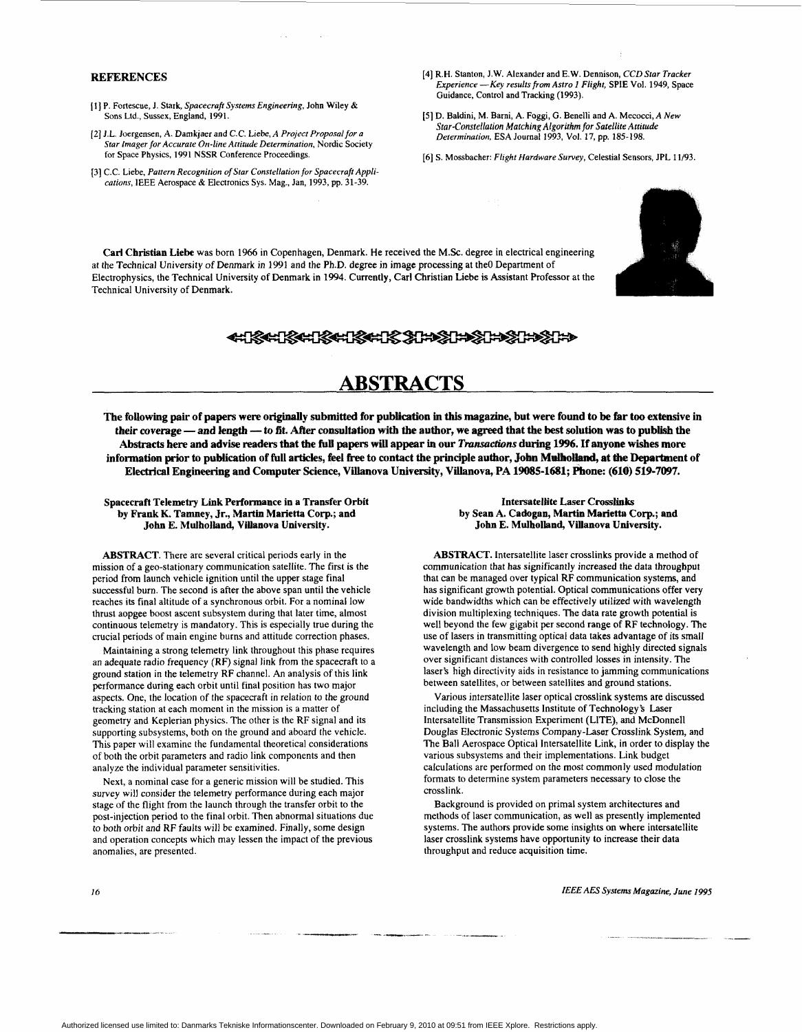## REFERENCES

[1] P. Fortescue, J. Stark, *Spacecraft Systems Engineering*, John Wiley & Sons Ltd., Sussex, England, 1991.

[2] J.L. Joergensen, A. Damkjaer and C.C. Liebe, *A Project Proposal for a Star Imager for Accurate On-line Attitude Determination*, Nordic Society for Space Physics, 1991 NSSR Conference Proceedings.

[3] C.C. Liebe, *Pattern Recognition of Star Constellation for Spacecraft Applications*, IEEE Aerospace & Electronics Sys. Mag., Jan, 1993, pp. 31-39.

[4] R.H. Stanton, J.W. Alexander and E.W. Dennison, *CCD Star Tracker Experience —Key results from Astro 1 Flight*, SPIE Vol. 1949, Space Guidance, Control and Tracking (1993).

[5] D. Baldini, M. Barni, A. Foggi, G. Benelli and A. Mecocci, *A New Star-Constellation Matching Algorithm for Satellite Attitude Determination*, ESA Journal 1993, Vol. 17, pp. 185-198.

[6] S. Mossbacher: *Flight Hardware Survey*, Celestial Sensors, JPL 11/93.

**Carl Christian Liebe** was born 1966 in Copenhagen, Denmark. He received the M.Sc. degree in electrical engineering at the Technical University of Denmark in 1991 and the Ph.D. degree in image processing at the0 Department of Electrophysics, the Technical University of Denmark in 1994. Currently, Carl Christian Liebe is Assistant Professor at the Technical University of Denmark.

# ABSTRACTS

**The following pair of papers were originally submitted for publication in this magazine, but were found to be far too extensive in their coverage — and length — to fit. After consultation with the author, we agreed that the best solution was to publish the Abstracts here and advise readers that the full papers will appear in our *Transactions* during 1996. If anyone wishes more information prior to publication of full articles, feel free to contact the principle author, John Mulholland, at the Department of Electrical Engineering and Computer Science, Villanova University, Villanova, PA 19085-1681; Phone: (610) 519-7097.**

**Spacecraft Telemetry Link Performance in a Transfer Orbit by Frank K. Tamney, Jr., Martin Marietta Corp.; and John E. Mulholland, Villanova University.**

**ABSTRACT**. There are several critical periods early in the mission of a geo-stationary communication satellite. The first is the period from launch vehicle ignition until the upper stage final successful burn. The second is after the above span until the vehicle reaches its final altitude of a synchronous orbit. For a nominal low thrust aopgee boost ascent subsystem during that later time, almost continuous telemetry is mandatory. This is especially true during the crucial periods of main engine burns and attitude correction phases.

Maintaining a strong telemetry link throughout this phase requires an adequate radio frequency (RF) signal link from the spacecraft to a ground station in the telemetry RF channel. An analysis of this link performance during each orbit until final position has two major aspects. One, the location of the spacecraft in relation to the ground tracking station at each moment in the mission is a matter of geometry and Keplerian physics. The other is the RF signal and its supporting subsystems, both on the ground and aboard the vehicle. This paper will examine the fundamental theoretical considerations of both the orbit parameters and radio link components and then analyze the individual parameter sensitivities.

Next, a nominal case for a generic mission will be studied. This survey will consider the telemetry performance during each major stage of the flight from the launch through the transfer orbit to the post-injection period to the final orbit. Then abnormal situations due to both orbit and RF faults will be examined. Finally, some design and operation concepts which may lessen the impact of the previous anomalies, are presented.

**Intersatellite Laser Crosslinks by Sean A. Cadogan, Martin Marietta Corp.; and John E. Mulholland, Villanova University.**

**ABSTRACT.** Intersatellite laser crosslinks provide a method of communication that has significantly increased the data throughput that can be managed over typical RF communication systems, and has significant growth potential. Optical communications offer very wide bandwidths which can be effectively utilized with wavelength division multiplexing techniques. The data rate growth potential is well beyond the few gigabit per second range of RF technology. The use of lasers in transmitting optical data takes advantage of its small wavelength and low beam divergence to send highly directed signals over significant distances with controlled losses in intensity. The laser's high directivity aids in resistance to jamming communications between satellites, or between satellites and ground stations.

Various intersatellite laser optical crosslink systems are discussed including the Massachusetts Institute of Technology's Laser Intersatellite Transmission Experiment (LITE), and McDonnell Douglas Electronic Systems Company-Laser Crosslink System, and The Ball Aerospace Optical Intersatellite Link, in order to display the various subsystems and their implementations. Link budget calculations are performed on the most commonly used modulation formats to determine system parameters necessary to close the crosslink.

Background is provided on primal system architectures and methods of laser communication, as well as presently implemented systems. The authors provide some insights on where intersatellite laser crosslink systems have opportunity to increase their data throughput and reduce acquisition time.